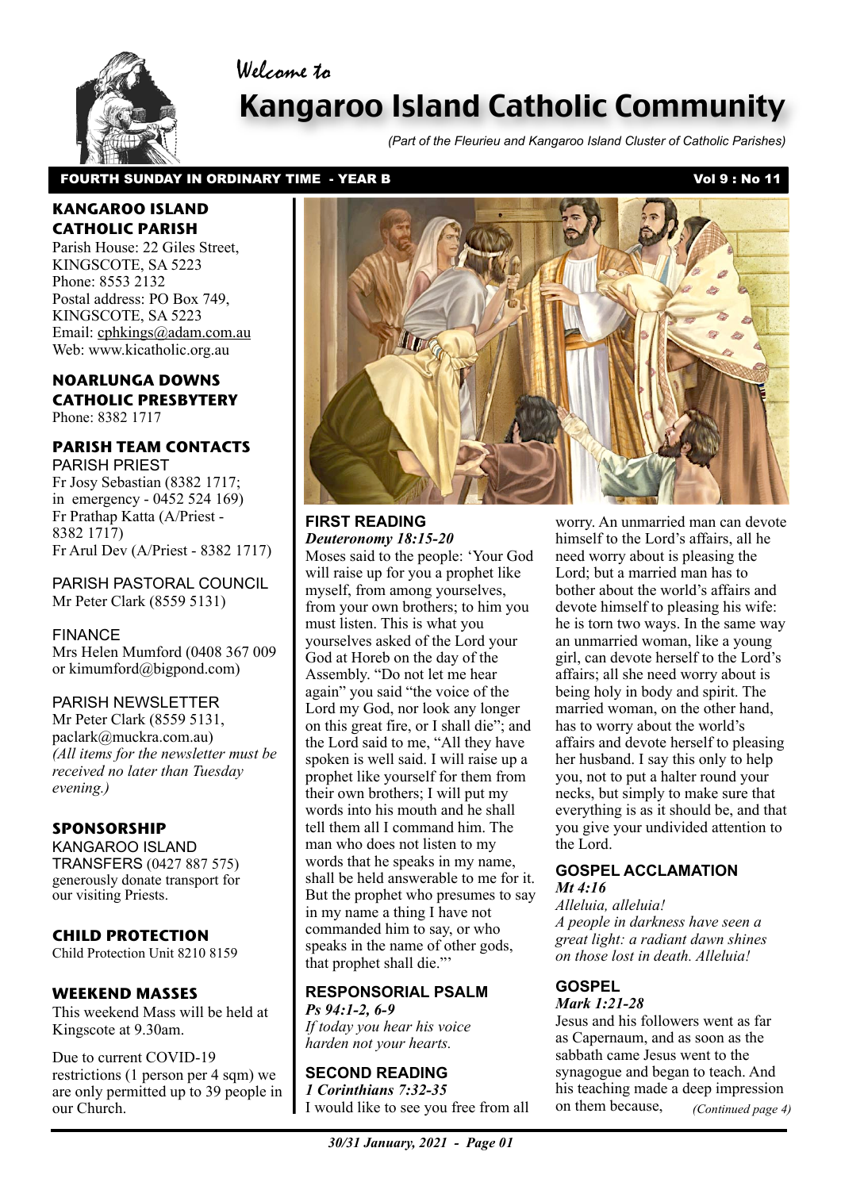Welcome to

# Kangaroo Island Catholic Community

*(Part of the Fleurieu and Kangaroo Island Cluster of Catholic Parishes)*

**FOURTH SUNDAY IN ORDINARY TIME - YEAR B** **Vol 9 : No 11**

## KANGAROO ISLAND CATHOLIC PARISH

Parish House: 22 Giles Street, KINGSCOTE, SA 5223
Phone: 8553 2132
Postal address: PO Box 749, KINGSCOTE, SA 5223
Email: cphkings@adam.com.au
Web: www.kicatholic.org.au

## NOARLUNGA DOWNS CATHOLIC PRESBYTERY

Phone: 8382 1717

## PARISH TEAM CONTACTS

PARISH PRIEST
Fr Josy Sebastian (8382 1717; in emergency - 0452 524 169)
Fr Prathap Katta (A/Priest - 8382 1717)
Fr Arul Dev (A/Priest - 8382 1717)

PARISH PASTORAL COUNCIL
Mr Peter Clark (8559 5131)

FINANCE
Mrs Helen Mumford (0408 367 009 or kimumford@bigpond.com)

PARISH NEWSLETTER
Mr Peter Clark (8559 5131, paclark@muckra.com.au)
*(All items for the newsletter must be received no later than Tuesday evening.)*

## SPONSORSHIP

KANGAROO ISLAND TRANSFERS (0427 887 575) generously donate transport for our visiting Priests.

## CHILD PROTECTION

Child Protection Unit 8210 8159

## WEEKEND MASSES

This weekend Mass will be held at Kingscote at 9.30am.

Due to current COVID-19 restrictions (1 person per 4 sqm) we are only permitted up to 39 people in our Church.

### FIRST READING

***Deuteronomy 18:15-20***

Moses said to the people: 'Your God will raise up for you a prophet like myself, from among yourselves, from your own brothers; to him you must listen. This is what you yourselves asked of the Lord your God at Horeb on the day of the Assembly. "Do not let me hear again" you said "the voice of the Lord my God, nor look any longer on this great fire, or I shall die"; and the Lord said to me, "All they have spoken is well said. I will raise up a prophet like yourself for them from their own brothers; I will put my words into his mouth and he shall tell them all I command him. The man who does not listen to my words that he speaks in my name, shall be held answerable to me for it. But the prophet who presumes to say in my name a thing I have not commanded him to say, or who speaks in the name of other gods, that prophet shall die."'

### RESPONSORIAL PSALM

***Ps 94:1-2, 6-9***

*If today you hear his voice harden not your hearts.*

### SECOND READING

***1 Corinthians 7:32-35***

I would like to see you free from all worry. An unmarried man can devote himself to the Lord's affairs, all he need worry about is pleasing the Lord; but a married man has to bother about the world's affairs and devote himself to pleasing his wife: he is torn two ways. In the same way an unmarried woman, like a young girl, can devote herself to the Lord's affairs; all she need worry about is being holy in body and spirit. The married woman, on the other hand, has to worry about the world's affairs and devote herself to pleasing her husband. I say this only to help you, not to put a halter round your necks, but simply to make sure that everything is as it should be, and that you give your undivided attention to the Lord.

### GOSPEL ACCLAMATION

***Mt 4:16***

*Alleluia, alleluia!*
*A people in darkness have seen a great light: a radiant dawn shines on those lost in death. Alleluia!*

### GOSPEL

***Mark 1:21-28***

Jesus and his followers went as far as Capernaum, and as soon as the sabbath came Jesus went to the synagogue and began to teach. And his teaching made a deep impression on them because, *(Continued page 4)*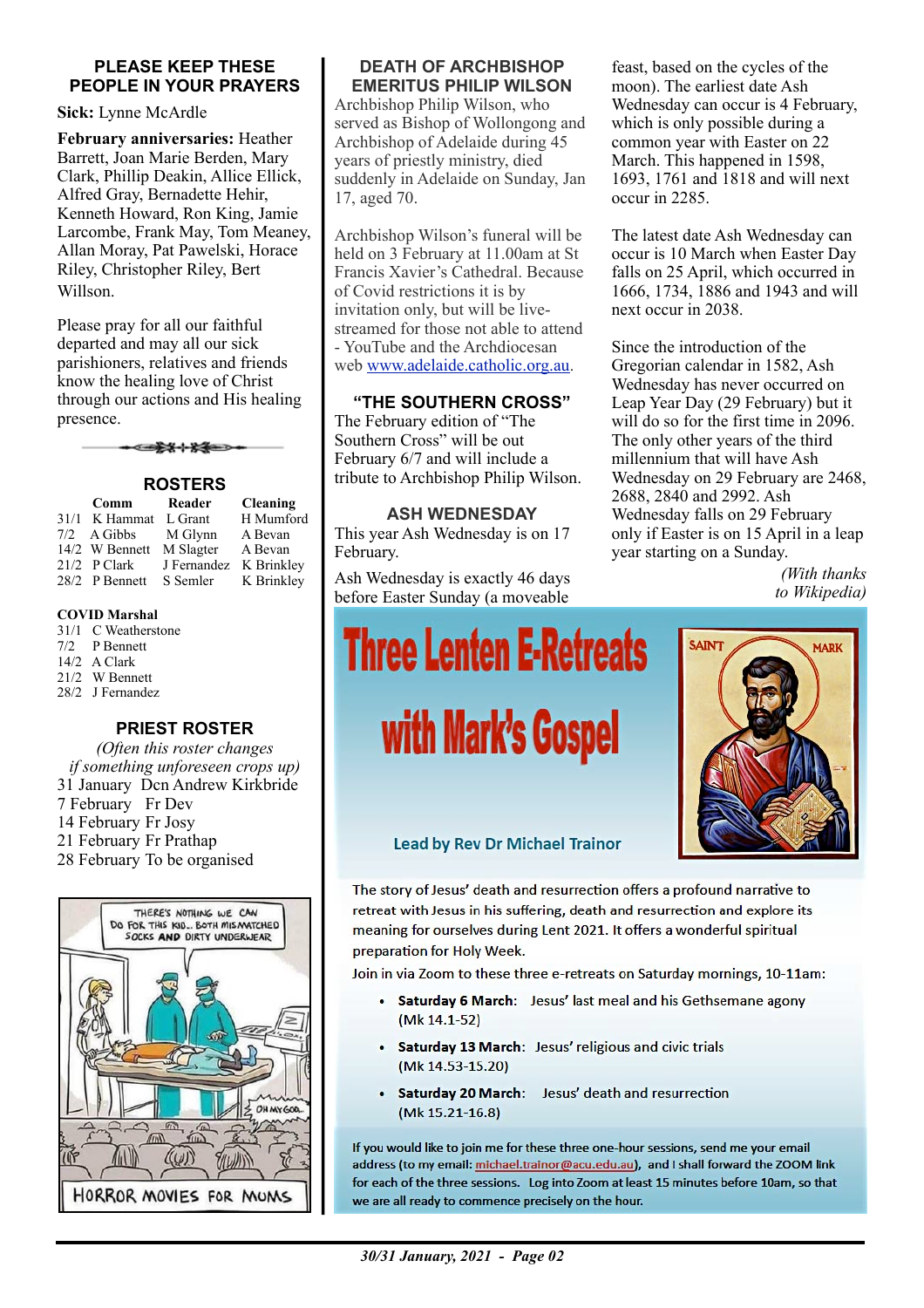## PLEASE KEEP THESE PEOPLE IN YOUR PRAYERS

**Sick:** Lynne McArdle

**February anniversaries:** Heather Barrett, Joan Marie Berden, Mary Clark, Phillip Deakin, Allice Ellick, Alfred Gray, Bernadette Hehir, Kenneth Howard, Ron King, Jamie Larcombe, Frank May, Tom Meaney, Allan Moray, Pat Pawelski, Horace Riley, Christopher Riley, Bert Willson.

Please pray for all our faithful departed and may all our sick parishioners, relatives and friends know the healing love of Christ through our actions and His healing presence.

## ROSTERS

| | Comm | Reader | Cleaning |
|---|---|---|---|
| 31/1 | K Hammat | L Grant | H Mumford |
| 7/2 | A Gibbs | M Glynn | A Bevan |
| 14/2 | W Bennett | M Slagter | A Bevan |
| 21/2 | P Clark | J Fernandez | K Brinkley |
| 28/2 | P Bennett | S Semler | K Brinkley |

**COVID Marshal**

| | |
|---|---|
| 31/1 | C Weatherstone |
| 7/2 | P Bennett |
| 14/2 | A Clark |
| 21/2 | W Bennett |
| 28/2 | J Fernandez |

## PRIEST ROSTER

*(Often this roster changes if something unforeseen crops up)*

31 January Dcn Andrew Kirkbride
7 February Fr Dev
14 February Fr Josy
21 February Fr Prathap
28 February To be organised

THERE'S NOTHING WE CAN DO FOR THIS KID.. BOTH MISMATCHED SOCKS AND DIRTY UNDERWEAR

OH MY GOD..

HORROR MOVIES FOR MUMS

## DEATH OF ARCHBISHOP EMERITUS PHILIP WILSON

Archbishop Philip Wilson, who served as Bishop of Wollongong and Archbishop of Adelaide during 45 years of priestly ministry, died suddenly in Adelaide on Sunday, Jan 17, aged 70.

Archbishop Wilson's funeral will be held on 3 February at 11.00am at St Francis Xavier's Cathedral. Because of Covid restrictions it is by invitation only, but will be live-streamed for those not able to attend - YouTube and the Archdiocesan web www.adelaide.catholic.org.au.

## "THE SOUTHERN CROSS"

The February edition of "The Southern Cross" will be out February 6/7 and will include a tribute to Archbishop Philip Wilson.

## ASH WEDNESDAY

This year Ash Wednesday is on 17 February.

Ash Wednesday is exactly 46 days before Easter Sunday (a moveable feast, based on the cycles of the moon). The earliest date Ash Wednesday can occur is 4 February, which is only possible during a common year with Easter on 22 March. This happened in 1598, 1693, 1761 and 1818 and will next occur in 2285.

The latest date Ash Wednesday can occur is 10 March when Easter Day falls on 25 April, which occurred in 1666, 1734, 1886 and 1943 and will next occur in 2038.

Since the introduction of the Gregorian calendar in 1582, Ash Wednesday has never occurred on Leap Year Day (29 February) but it will do so for the first time in 2096. The only other years of the third millennium that will have Ash Wednesday on 29 February are 2468, 2688, 2840 and 2992. Ash Wednesday falls on 29 February only if Easter is on 15 April in a leap year starting on a Sunday.

*(With thanks to Wikipedia)*

# Three Lenten E-Retreats with Mark's Gospel

SAINT MARK

**Lead by Rev Dr Michael Trainor**

The story of Jesus' death and resurrection offers a profound narrative to retreat with Jesus in his suffering, death and resurrection and explore its meaning for ourselves during Lent 2021. It offers a wonderful spiritual preparation for Holy Week.

Join in via Zoom to these three e-retreats on Saturday mornings, 10-11am:

- **Saturday 6 March**: Jesus' last meal and his Gethsemane agony (Mk 14.1-52)
- **Saturday 13 March**: Jesus' religious and civic trials (Mk 14.53-15.20)
- **Saturday 20 March**: Jesus' death and resurrection (Mk 15.21-16.8)

If you would like to join me for these three one-hour sessions, send me your email address (to my email: michael.trainor@acu.edu.au), and I shall forward the ZOOM link for each of the three sessions. Log into Zoom at least 15 minutes before 10am, so that we are all ready to commence precisely on the hour.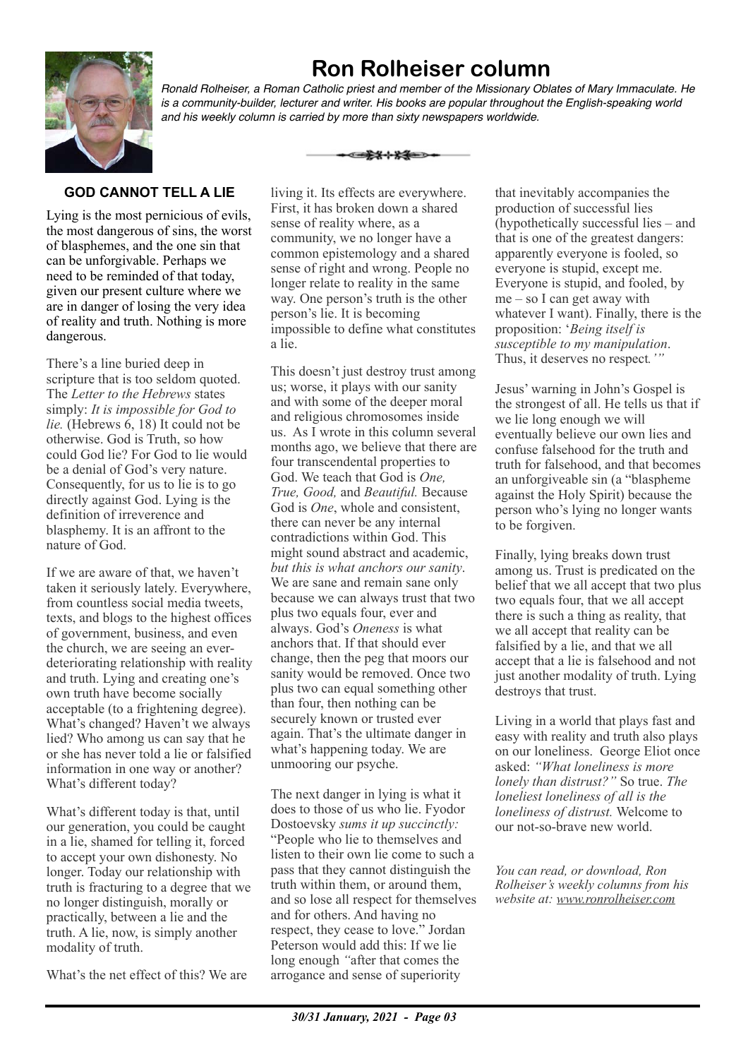# Ron Rolheiser column

*Ronald Rolheiser, a Roman Catholic priest and member of the Missionary Oblates of Mary Immaculate. He is a community-builder, lecturer and writer. His books are popular throughout the English-speaking world and his weekly column is carried by more than sixty newspapers worldwide.*

## GOD CANNOT TELL A LIE

Lying is the most pernicious of evils, the most dangerous of sins, the worst of blasphemes, and the one sin that can be unforgivable. Perhaps we need to be reminded of that today, given our present culture where we are in danger of losing the very idea of reality and truth. Nothing is more dangerous.

There's a line buried deep in scripture that is too seldom quoted. The *Letter to the Hebrews* states simply: *It is impossible for God to lie.* (Hebrews 6, 18) It could not be otherwise. God is Truth, so how could God lie? For God to lie would be a denial of God's very nature. Consequently, for us to lie is to go directly against God. Lying is the definition of irreverence and blasphemy. It is an affront to the nature of God.

If we are aware of that, we haven't taken it seriously lately. Everywhere, from countless social media tweets, texts, and blogs to the highest offices of government, business, and even the church, we are seeing an ever-deteriorating relationship with reality and truth. Lying and creating one's own truth have become socially acceptable (to a frightening degree). What's changed? Haven't we always lied? Who among us can say that he or she has never told a lie or falsified information in one way or another? What's different today?

What's different today is that, until our generation, you could be caught in a lie, shamed for telling it, forced to accept your own dishonesty. No longer. Today our relationship with truth is fracturing to a degree that we no longer distinguish, morally or practically, between a lie and the truth. A lie, now, is simply another modality of truth.

What's the net effect of this? We are living it. Its effects are everywhere. First, it has broken down a shared sense of reality where, as a community, we no longer have a common epistemology and a shared sense of right and wrong. People no longer relate to reality in the same way. One person's truth is the other person's lie. It is becoming impossible to define what constitutes a lie.

This doesn't just destroy trust among us; worse, it plays with our sanity and with some of the deeper moral and religious chromosomes inside us. As I wrote in this column several months ago, we believe that there are four transcendental properties to God. We teach that God is *One, True, Good,* and *Beautiful.* Because God is *One*, whole and consistent, there can never be any internal contradictions within God. This might sound abstract and academic, *but this is what anchors our sanity*. We are sane and remain sane only because we can always trust that two plus two equals four, ever and always. God's *Oneness* is what anchors that. If that should ever change, then the peg that moors our sanity would be removed. Once two plus two can equal something other than four, then nothing can be securely known or trusted ever again. That's the ultimate danger in what's happening today. We are unmooring our psyche.

The next danger in lying is what it does to those of us who lie. Fyodor Dostoevsky *sums it up succinctly:* "People who lie to themselves and listen to their own lie come to such a pass that they cannot distinguish the truth within them, or around them, and so lose all respect for themselves and for others. And having no respect, they cease to love." Jordan Peterson would add this: If we lie long enough *"*after that comes the arrogance and sense of superiority that inevitably accompanies the production of successful lies (hypothetically successful lies – and that is one of the greatest dangers: apparently everyone is fooled, so everyone is stupid, except me. Everyone is stupid, and fooled, by me – so I can get away with whatever I want). Finally, there is the proposition: '*Being itself is susceptible to my manipulation*. Thus, it deserves no respect*.'"*

Jesus' warning in John's Gospel is the strongest of all. He tells us that if we lie long enough we will eventually believe our own lies and confuse falsehood for the truth and truth for falsehood, and that becomes an unforgiveable sin (a "blaspheme against the Holy Spirit) because the person who's lying no longer wants to be forgiven.

Finally, lying breaks down trust among us. Trust is predicated on the belief that we all accept that two plus two equals four, that we all accept there is such a thing as reality, that we all accept that reality can be falsified by a lie, and that we all accept that a lie is falsehood and not just another modality of truth. Lying destroys that trust.

Living in a world that plays fast and easy with reality and truth also plays on our loneliness. George Eliot once asked: *"What loneliness is more lonely than distrust?"* So true. *The loneliest loneliness of all is the loneliness of distrust.* Welcome to our not-so-brave new world.

*You can read, or download, Ron Rolheiser's weekly columns from his website at: www.ronrolheiser.com*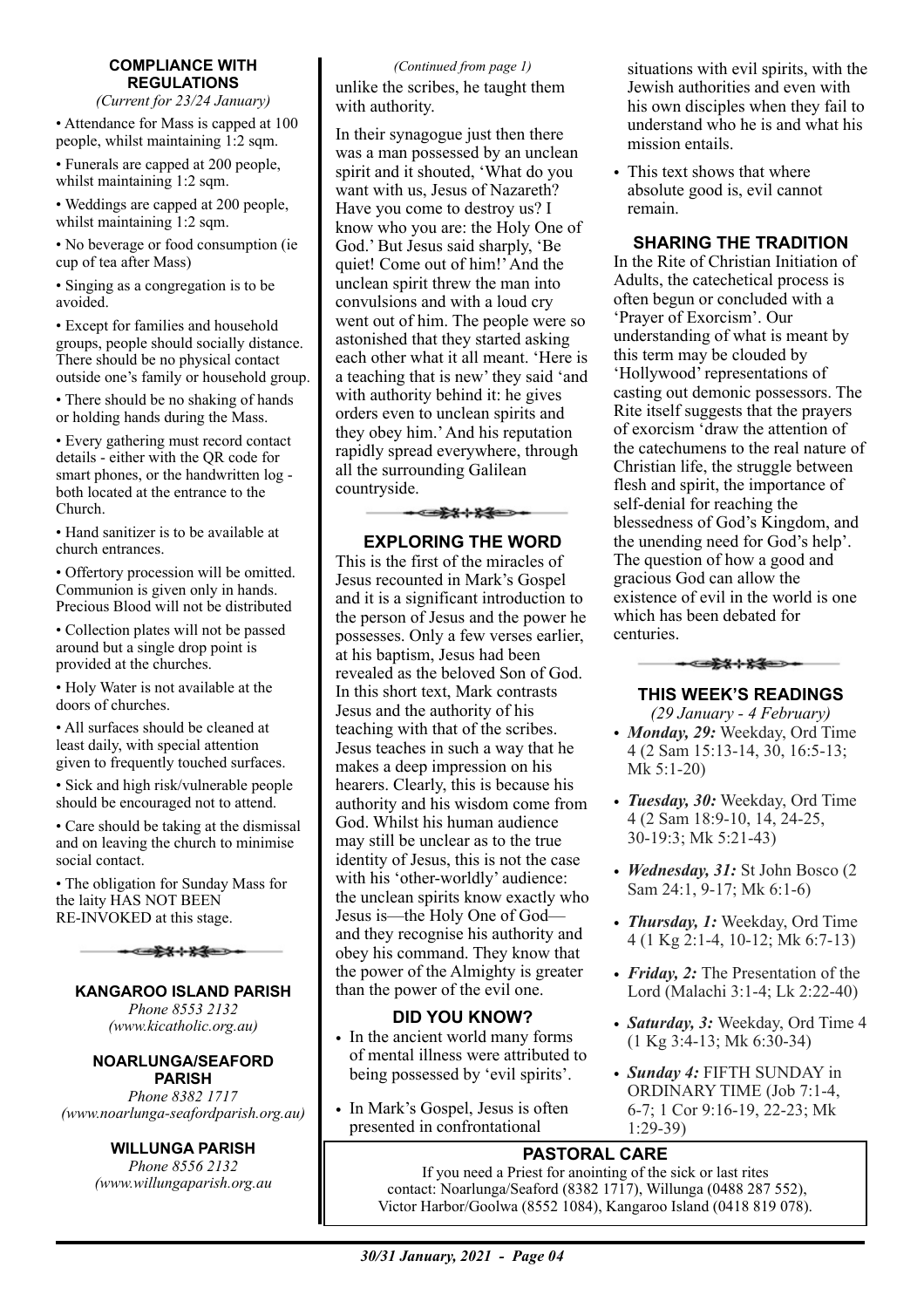## COMPLIANCE WITH REGULATIONS

*(Current for 23/24 January)*

• Attendance for Mass is capped at 100 people, whilst maintaining 1:2 sqm.

• Funerals are capped at 200 people, whilst maintaining 1:2 sqm.

• Weddings are capped at 200 people, whilst maintaining 1:2 sqm.

• No beverage or food consumption (ie cup of tea after Mass)

• Singing as a congregation is to be avoided.

• Except for families and household groups, people should socially distance. There should be no physical contact outside one's family or household group.

• There should be no shaking of hands or holding hands during the Mass.

• Every gathering must record contact details - either with the QR code for smart phones, or the handwritten log - both located at the entrance to the Church.

• Hand sanitizer is to be available at church entrances.

• Offertory procession will be omitted. Communion is given only in hands. Precious Blood will not be distributed

• Collection plates will not be passed around but a single drop point is provided at the churches.

• Holy Water is not available at the doors of churches.

• All surfaces should be cleaned at least daily, with special attention given to frequently touched surfaces.

• Sick and high risk/vulnerable people should be encouraged not to attend.

• Care should be taking at the dismissal and on leaving the church to minimise social contact.

• The obligation for Sunday Mass for the laity HAS NOT BEEN RE-INVOKED at this stage.

**KANGAROO ISLAND PARISH**
*Phone 8553 2132*
*(www.kicatholic.org.au)*

**NOARLUNGA/SEAFORD PARISH**
*Phone 8382 1717*
*(www.noarlunga-seafordparish.org.au)*

**WILLUNGA PARISH**
*Phone 8556 2132*
*(www.willungaparish.org.au*

*(Continued from page 1)*

unlike the scribes, he taught them with authority.

In their synagogue just then there was a man possessed by an unclean spirit and it shouted, 'What do you want with us, Jesus of Nazareth? Have you come to destroy us? I know who you are: the Holy One of God.' But Jesus said sharply, 'Be quiet! Come out of him!' And the unclean spirit threw the man into convulsions and with a loud cry went out of him. The people were so astonished that they started asking each other what it all meant. 'Here is a teaching that is new' they said 'and with authority behind it: he gives orders even to unclean spirits and they obey him.' And his reputation rapidly spread everywhere, through all the surrounding Galilean countryside.

## EXPLORING THE WORD

This is the first of the miracles of Jesus recounted in Mark's Gospel and it is a significant introduction to the person of Jesus and the power he possesses. Only a few verses earlier, at his baptism, Jesus had been revealed as the beloved Son of God. In this short text, Mark contrasts Jesus and the authority of his teaching with that of the scribes. Jesus teaches in such a way that he makes a deep impression on his hearers. Clearly, this is because his authority and his wisdom come from God. Whilst his human audience may still be unclear as to the true identity of Jesus, this is not the case with his 'other-worldly' audience: the unclean spirits know exactly who Jesus is—the Holy One of God—and they recognise his authority and obey his command. They know that the power of the Almighty is greater than the power of the evil one.

## DID YOU KNOW?

- In the ancient world many forms of mental illness were attributed to being possessed by 'evil spirits'.
- In Mark's Gospel, Jesus is often presented in confrontational situations with evil spirits, with the Jewish authorities and even with his own disciples when they fail to understand who he is and what his mission entails.
- This text shows that where absolute good is, evil cannot remain.

## SHARING THE TRADITION

In the Rite of Christian Initiation of Adults, the catechetical process is often begun or concluded with a 'Prayer of Exorcism'. Our understanding of what is meant by this term may be clouded by 'Hollywood' representations of casting out demonic possessors. The Rite itself suggests that the prayers of exorcism 'draw the attention of the catechumens to the real nature of Christian life, the struggle between flesh and spirit, the importance of self-denial for reaching the blessedness of God's Kingdom, and the unending need for God's help'. The question of how a good and gracious God can allow the existence of evil in the world is one which has been debated for centuries.

## THIS WEEK'S READINGS

*(29 January - 4 February)*

- ***Monday, 29:*** Weekday, Ord Time 4 (2 Sam 15:13-14, 30, 16:5-13; Mk 5:1-20)
- ***Tuesday, 30:*** Weekday, Ord Time 4 (2 Sam 18:9-10, 14, 24-25, 30-19:3; Mk 5:21-43)
- ***Wednesday, 31:*** St John Bosco (2 Sam 24:1, 9-17; Mk 6:1-6)
- ***Thursday, 1:*** Weekday, Ord Time 4 (1 Kg 2:1-4, 10-12; Mk 6:7-13)
- ***Friday, 2:*** The Presentation of the Lord (Malachi 3:1-4; Lk 2:22-40)
- ***Saturday, 3:*** Weekday, Ord Time 4 (1 Kg 3:4-13; Mk 6:30-34)
- ***Sunday 4:*** FIFTH SUNDAY in ORDINARY TIME (Job 7:1-4, 6-7; 1 Cor 9:16-19, 22-23; Mk 1:29-39)

## PASTORAL CARE

If you need a Priest for anointing of the sick or last rites contact: Noarlunga/Seaford (8382 1717), Willunga (0488 287 552), Victor Harbor/Goolwa (8552 1084), Kangaroo Island (0418 819 078).